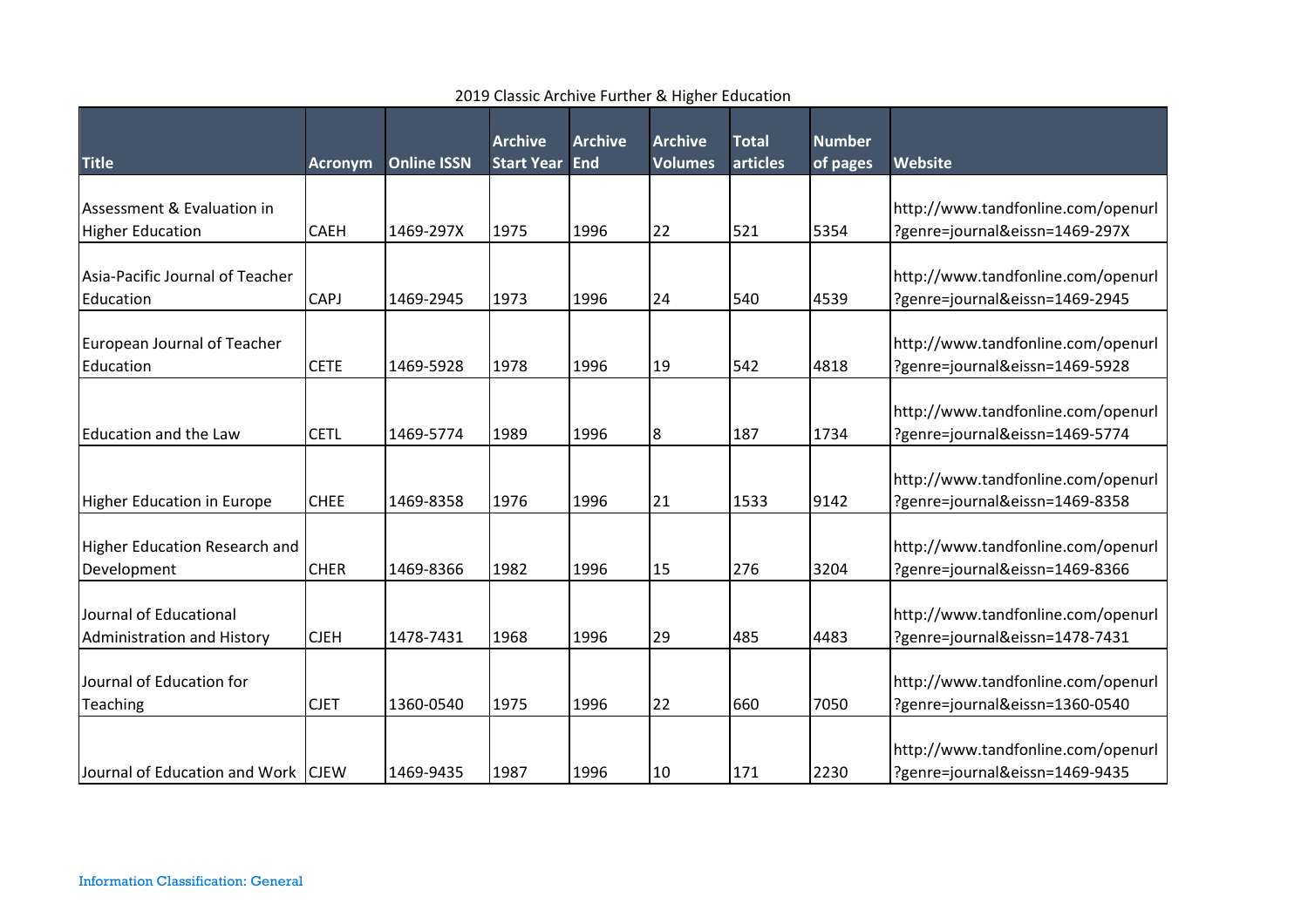2019 Classic Archive Further & Higher Education

| Title | Acronym | Online ISSN | Archive Start Year | Archive End | Archive Volumes | Total articles | Number of pages | Website |
|---|---|---|---|---|---|---|---|---|
| Assessment & Evaluation in Higher Education | CAEH | 1469-297X | 1975 | 1996 | 22 | 521 | 5354 | http://www.tandfonline.com/openurl?genre=journal&eissn=1469-297X |
| Asia-Pacific Journal of Teacher Education | CAPJ | 1469-2945 | 1973 | 1996 | 24 | 540 | 4539 | http://www.tandfonline.com/openurl?genre=journal&eissn=1469-2945 |
| European Journal of Teacher Education | CETE | 1469-5928 | 1978 | 1996 | 19 | 542 | 4818 | http://www.tandfonline.com/openurl?genre=journal&eissn=1469-5928 |
| Education and the Law | CETL | 1469-5774 | 1989 | 1996 | 8 | 187 | 1734 | http://www.tandfonline.com/openurl?genre=journal&eissn=1469-5774 |
| Higher Education in Europe | CHEE | 1469-8358 | 1976 | 1996 | 21 | 1533 | 9142 | http://www.tandfonline.com/openurl?genre=journal&eissn=1469-8358 |
| Higher Education Research and Development | CHER | 1469-8366 | 1982 | 1996 | 15 | 276 | 3204 | http://www.tandfonline.com/openurl?genre=journal&eissn=1469-8366 |
| Journal of Educational Administration and History | CJEH | 1478-7431 | 1968 | 1996 | 29 | 485 | 4483 | http://www.tandfonline.com/openurl?genre=journal&eissn=1478-7431 |
| Journal of Education for Teaching | CJET | 1360-0540 | 1975 | 1996 | 22 | 660 | 7050 | http://www.tandfonline.com/openurl?genre=journal&eissn=1360-0540 |
| Journal of Education and Work | CJEW | 1469-9435 | 1987 | 1996 | 10 | 171 | 2230 | http://www.tandfonline.com/openurl?genre=journal&eissn=1469-9435 |

Information Classification: General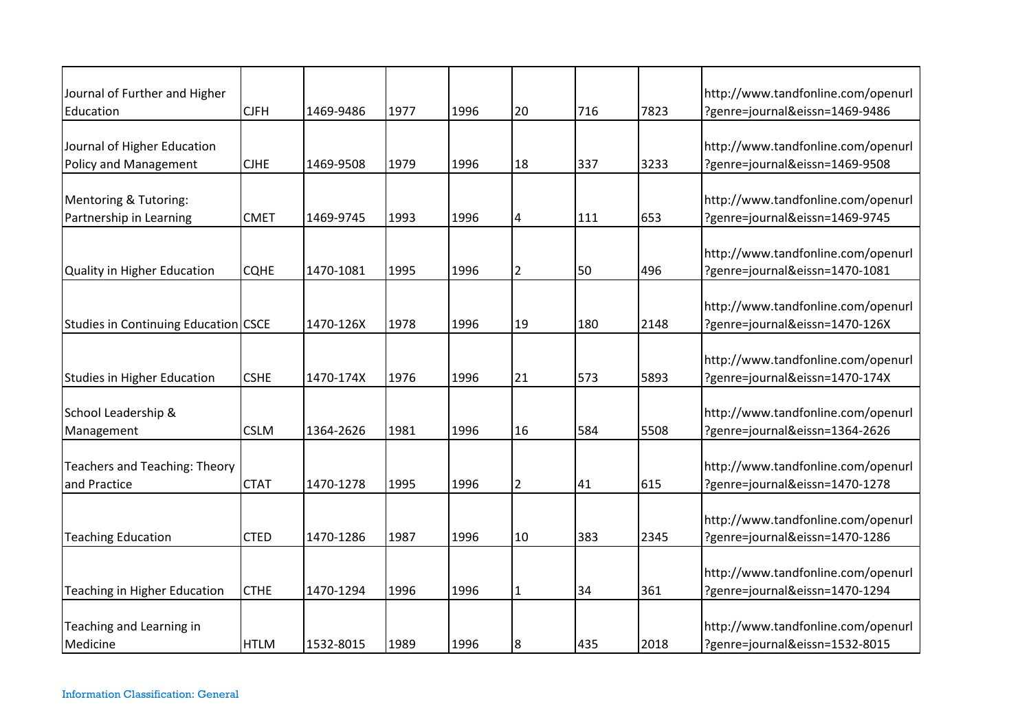| | | | | | | | | |
|---|---|---|---|---|---|---|---|---|
| Journal of Further and Higher Education | CJFH | 1469-9486 | 1977 | 1996 | 20 | 716 | 7823 | http://www.tandfonline.com/openurl?genre=journal&eissn=1469-9486 |
| Journal of Higher Education Policy and Management | CJHE | 1469-9508 | 1979 | 1996 | 18 | 337 | 3233 | http://www.tandfonline.com/openurl?genre=journal&eissn=1469-9508 |
| Mentoring & Tutoring: Partnership in Learning | CMET | 1469-9745 | 1993 | 1996 | 4 | 111 | 653 | http://www.tandfonline.com/openurl?genre=journal&eissn=1469-9745 |
| Quality in Higher Education | CQHE | 1470-1081 | 1995 | 1996 | 2 | 50 | 496 | http://www.tandfonline.com/openurl?genre=journal&eissn=1470-1081 |
| Studies in Continuing Education | CSCE | 1470-126X | 1978 | 1996 | 19 | 180 | 2148 | http://www.tandfonline.com/openurl?genre=journal&eissn=1470-126X |
| Studies in Higher Education | CSHE | 1470-174X | 1976 | 1996 | 21 | 573 | 5893 | http://www.tandfonline.com/openurl?genre=journal&eissn=1470-174X |
| School Leadership & Management | CSLM | 1364-2626 | 1981 | 1996 | 16 | 584 | 5508 | http://www.tandfonline.com/openurl?genre=journal&eissn=1364-2626 |
| Teachers and Teaching: Theory and Practice | CTAT | 1470-1278 | 1995 | 1996 | 2 | 41 | 615 | http://www.tandfonline.com/openurl?genre=journal&eissn=1470-1278 |
| Teaching Education | CTED | 1470-1286 | 1987 | 1996 | 10 | 383 | 2345 | http://www.tandfonline.com/openurl?genre=journal&eissn=1470-1286 |
| Teaching in Higher Education | CTHE | 1470-1294 | 1996 | 1996 | 1 | 34 | 361 | http://www.tandfonline.com/openurl?genre=journal&eissn=1470-1294 |
| Teaching and Learning in Medicine | HTLM | 1532-8015 | 1989 | 1996 | 8 | 435 | 2018 | http://www.tandfonline.com/openurl?genre=journal&eissn=1532-8015 |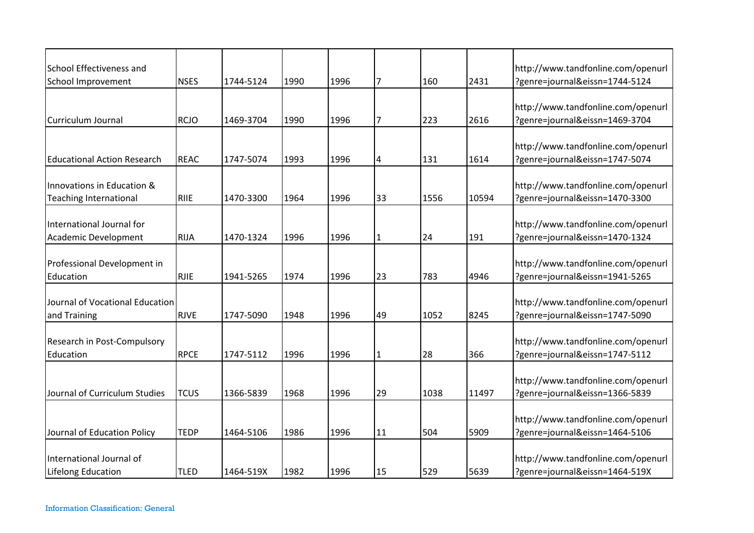| | | | | | | | | |
|---|---|---|---|---|---|---|---|---|
| School Effectiveness and School Improvement | NSES | 1744-5124 | 1990 | 1996 | 7 | 160 | 2431 | http://www.tandfonline.com/openurl?genre=journal&eissn=1744-5124 |
| Curriculum Journal | RCJO | 1469-3704 | 1990 | 1996 | 7 | 223 | 2616 | http://www.tandfonline.com/openurl?genre=journal&eissn=1469-3704 |
| Educational Action Research | REAC | 1747-5074 | 1993 | 1996 | 4 | 131 | 1614 | http://www.tandfonline.com/openurl?genre=journal&eissn=1747-5074 |
| Innovations in Education & Teaching International | RIIE | 1470-3300 | 1964 | 1996 | 33 | 1556 | 10594 | http://www.tandfonline.com/openurl?genre=journal&eissn=1470-3300 |
| International Journal for Academic Development | RIJA | 1470-1324 | 1996 | 1996 | 1 | 24 | 191 | http://www.tandfonline.com/openurl?genre=journal&eissn=1470-1324 |
| Professional Development in Education | RJIE | 1941-5265 | 1974 | 1996 | 23 | 783 | 4946 | http://www.tandfonline.com/openurl?genre=journal&eissn=1941-5265 |
| Journal of Vocational Education and Training | RJVE | 1747-5090 | 1948 | 1996 | 49 | 1052 | 8245 | http://www.tandfonline.com/openurl?genre=journal&eissn=1747-5090 |
| Research in Post-Compulsory Education | RPCE | 1747-5112 | 1996 | 1996 | 1 | 28 | 366 | http://www.tandfonline.com/openurl?genre=journal&eissn=1747-5112 |
| Journal of Curriculum Studies | TCUS | 1366-5839 | 1968 | 1996 | 29 | 1038 | 11497 | http://www.tandfonline.com/openurl?genre=journal&eissn=1366-5839 |
| Journal of Education Policy | TEDP | 1464-5106 | 1986 | 1996 | 11 | 504 | 5909 | http://www.tandfonline.com/openurl?genre=journal&eissn=1464-5106 |
| International Journal of Lifelong Education | TLED | 1464-519X | 1982 | 1996 | 15 | 529 | 5639 | http://www.tandfonline.com/openurl?genre=journal&eissn=1464-519X |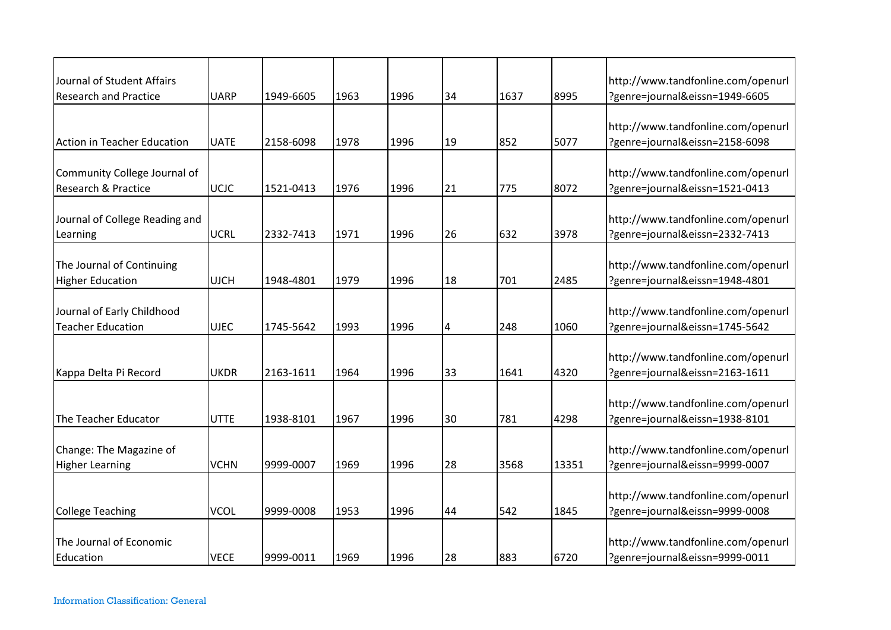| | | | | | | | | |
|---|---|---|---|---|---|---|---|---|
| Journal of Student Affairs Research and Practice | UARP | 1949-6605 | 1963 | 1996 | 34 | 1637 | 8995 | http://www.tandfonline.com/openurl?genre=journal&eissn=1949-6605 |
| Action in Teacher Education | UATE | 2158-6098 | 1978 | 1996 | 19 | 852 | 5077 | http://www.tandfonline.com/openurl?genre=journal&eissn=2158-6098 |
| Community College Journal of Research & Practice | UCJC | 1521-0413 | 1976 | 1996 | 21 | 775 | 8072 | http://www.tandfonline.com/openurl?genre=journal&eissn=1521-0413 |
| Journal of College Reading and Learning | UCRL | 2332-7413 | 1971 | 1996 | 26 | 632 | 3978 | http://www.tandfonline.com/openurl?genre=journal&eissn=2332-7413 |
| The Journal of Continuing Higher Education | UJCH | 1948-4801 | 1979 | 1996 | 18 | 701 | 2485 | http://www.tandfonline.com/openurl?genre=journal&eissn=1948-4801 |
| Journal of Early Childhood Teacher Education | UJEC | 1745-5642 | 1993 | 1996 | 4 | 248 | 1060 | http://www.tandfonline.com/openurl?genre=journal&eissn=1745-5642 |
| Kappa Delta Pi Record | UKDR | 2163-1611 | 1964 | 1996 | 33 | 1641 | 4320 | http://www.tandfonline.com/openurl?genre=journal&eissn=2163-1611 |
| The Teacher Educator | UTTE | 1938-8101 | 1967 | 1996 | 30 | 781 | 4298 | http://www.tandfonline.com/openurl?genre=journal&eissn=1938-8101 |
| Change: The Magazine of Higher Learning | VCHN | 9999-0007 | 1969 | 1996 | 28 | 3568 | 13351 | http://www.tandfonline.com/openurl?genre=journal&eissn=9999-0007 |
| College Teaching | VCOL | 9999-0008 | 1953 | 1996 | 44 | 542 | 1845 | http://www.tandfonline.com/openurl?genre=journal&eissn=9999-0008 |
| The Journal of Economic Education | VECE | 9999-0011 | 1969 | 1996 | 28 | 883 | 6720 | http://www.tandfonline.com/openurl?genre=journal&eissn=9999-0011 |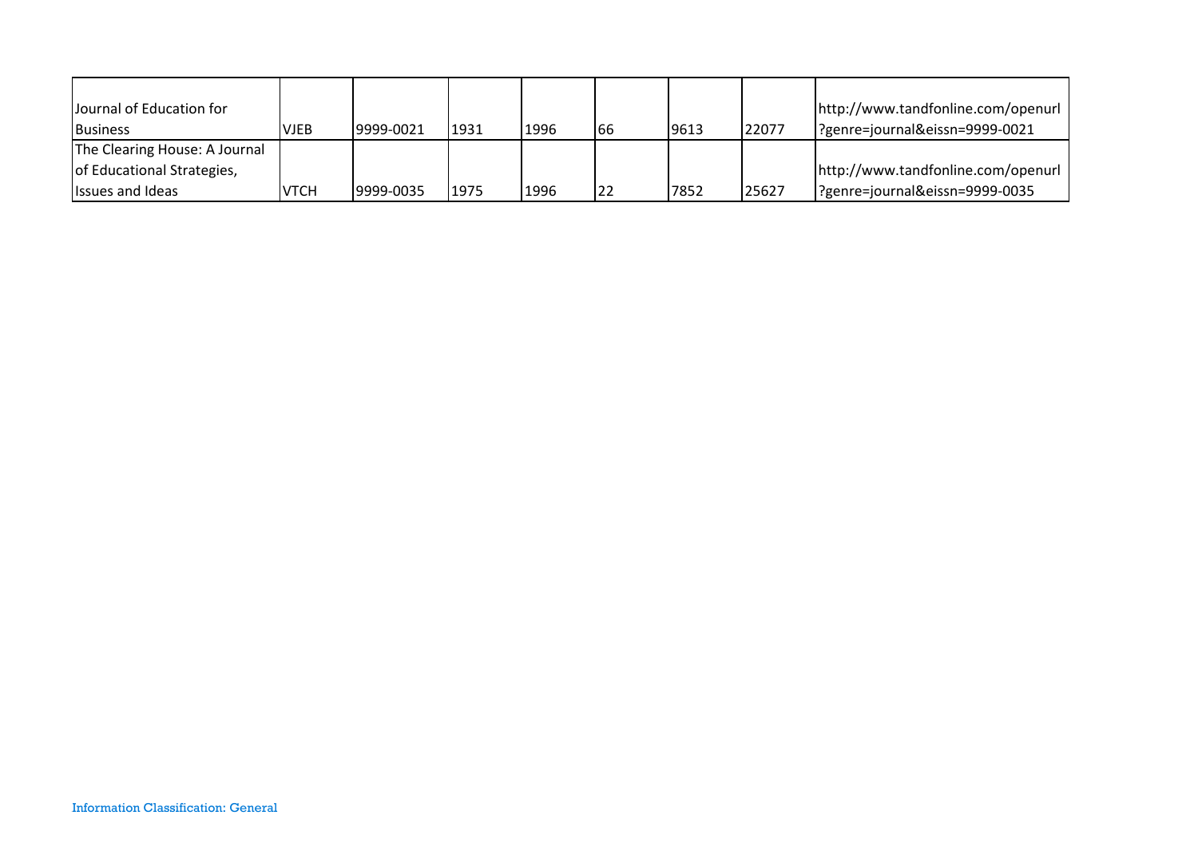| | | | | | | | | |
|---|---|---|---|---|---|---|---|---|
| Journal of Education for Business | VJEB | 9999-0021 | 1931 | 1996 | 66 | 9613 | 22077 | http://www.tandfonline.com/openurl?genre=journal&eissn=9999-0021 |
| The Clearing House: A Journal of Educational Strategies, Issues and Ideas | VTCH | 9999-0035 | 1975 | 1996 | 22 | 7852 | 25627 | http://www.tandfonline.com/openurl?genre=journal&eissn=9999-0035 |

Information Classification: General